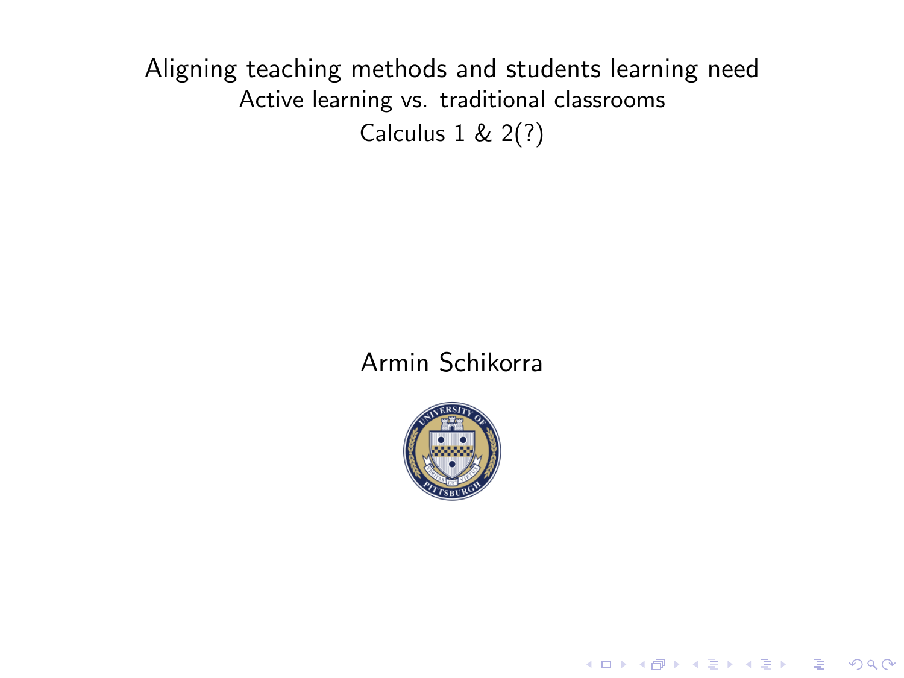# Aligning teaching methods and students learning need

## Active learning vs. traditional classrooms

Calculus 1 & 2(?)

Armin Schikorra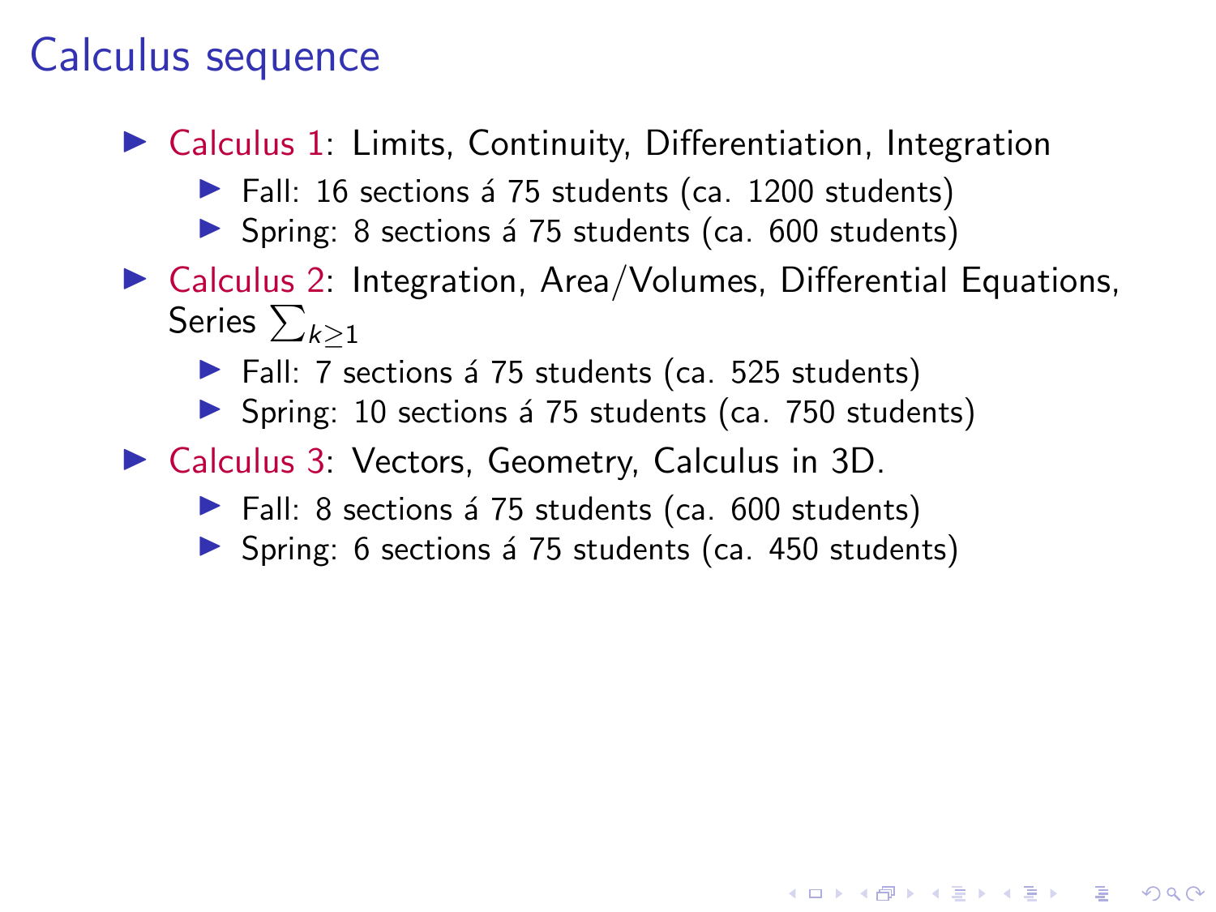# Calculus sequence

- Calculus 1: Limits, Continuity, Differentiation, Integration
  - Fall: 16 sections á 75 students (ca. 1200 students)
  - Spring: 8 sections á 75 students (ca. 600 students)
- Calculus 2: Integration, Area/Volumes, Differential Equations, Series $\sum_{k\geq 1}$
  - Fall: 7 sections á 75 students (ca. 525 students)
  - Spring: 10 sections á 75 students (ca. 750 students)
- Calculus 3: Vectors, Geometry, Calculus in 3D.
  - Fall: 8 sections á 75 students (ca. 600 students)
  - Spring: 6 sections á 75 students (ca. 450 students)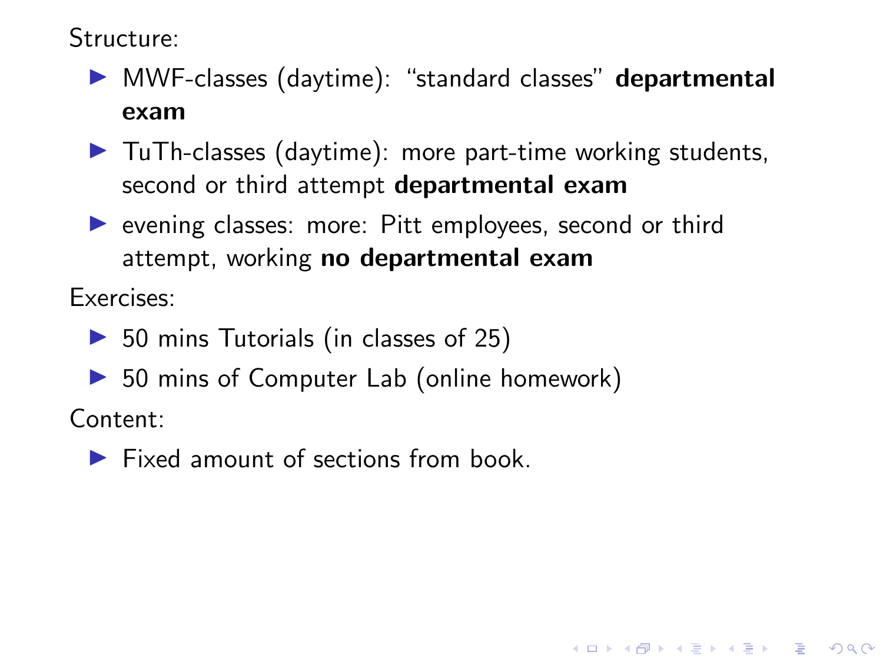Structure:

- MWF-classes (daytime): “standard classes” **departmental exam**
- TuTh-classes (daytime): more part-time working students, second or third attempt **departmental exam**
- evening classes: more: Pitt employees, second or third attempt, working **no departmental exam**

Exercises:

- 50 mins Tutorials (in classes of 25)
- 50 mins of Computer Lab (online homework)

Content:

- Fixed amount of sections from book.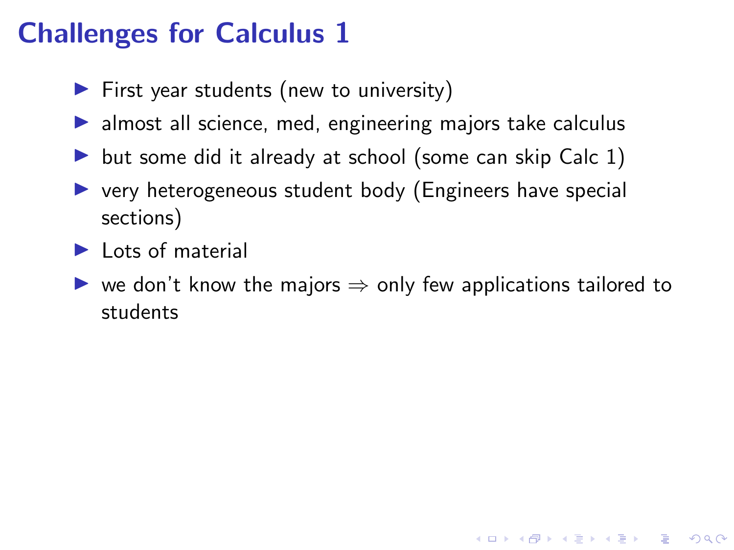# Challenges for Calculus 1

- First year students (new to university)
- almost all science, med, engineering majors take calculus
- but some did it already at school (some can skip Calc 1)
- very heterogeneous student body (Engineers have special sections)
- Lots of material
- we don't know the majors $\Rightarrow$ only few applications tailored to students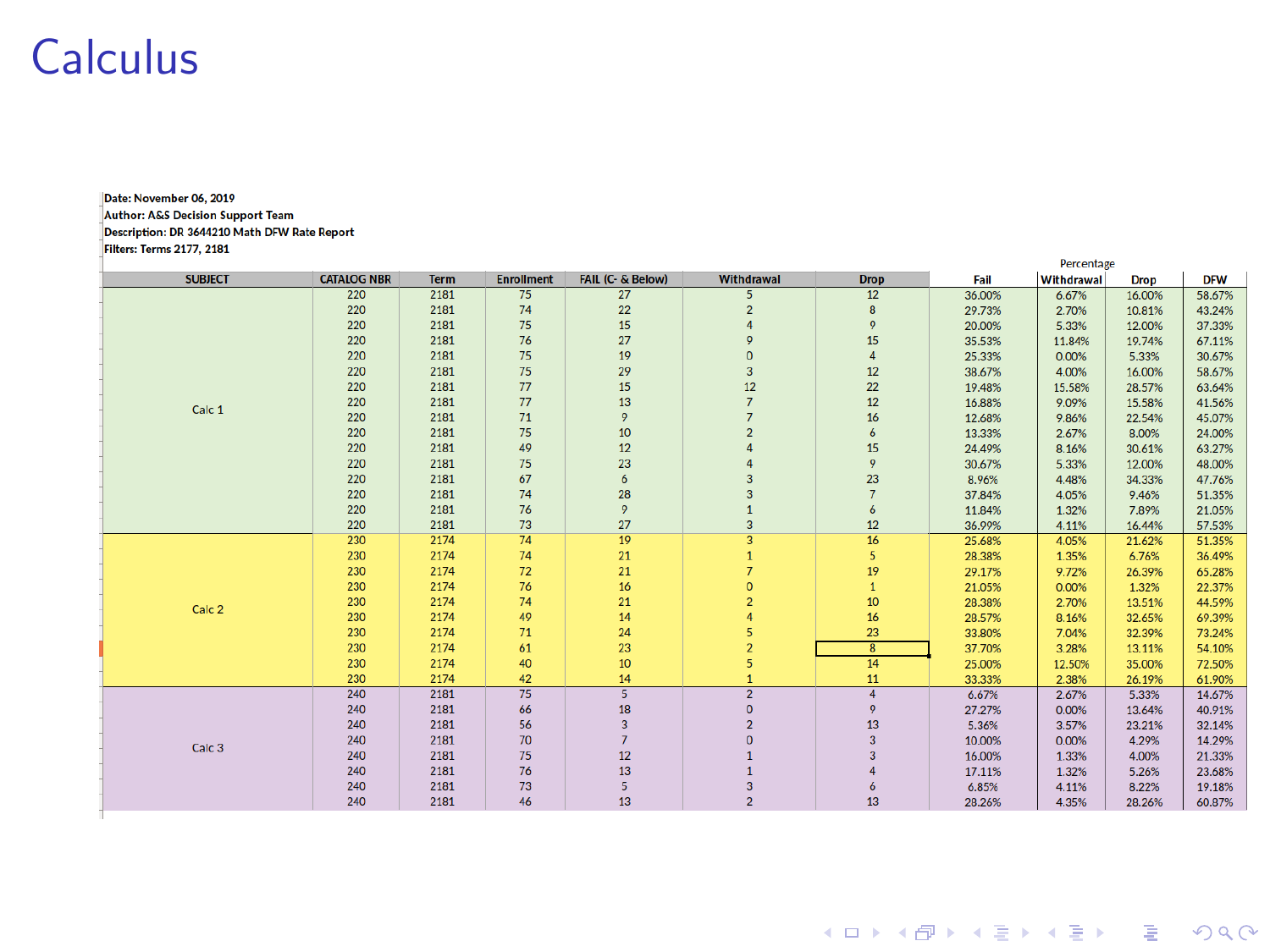# Calculus

**Date: November 06, 2019**
**Author: A&S Decision Support Team**
**Description: DR 3644210 Math DFW Rate Report**
**Filters: Terms 2177, 2181**

| SUBJECT | CATALOG NBR | Term | Enrollment | FAIL (C- & Below) | Withdrawal | Drop | Percentage Fail | Percentage Withdrawal | Percentage Drop | Percentage DFW |
|---|---|---|---|---|---|---|---|---|---|---|
| Calc 1 | 220 | 2181 | 75 | 27 | 5 | 12 | 36.00% | 6.67% | 16.00% | 58.67% |
| | 220 | 2181 | 74 | 22 | 2 | 8 | 29.73% | 2.70% | 10.81% | 43.24% |
| | 220 | 2181 | 75 | 15 | 4 | 9 | 20.00% | 5.33% | 12.00% | 37.33% |
| | 220 | 2181 | 76 | 27 | 9 | 15 | 35.53% | 11.84% | 19.74% | 67.11% |
| | 220 | 2181 | 75 | 19 | 0 | 4 | 25.33% | 0.00% | 5.33% | 30.67% |
| | 220 | 2181 | 75 | 29 | 3 | 12 | 38.67% | 4.00% | 16.00% | 58.67% |
| | 220 | 2181 | 77 | 15 | 12 | 22 | 19.48% | 15.58% | 28.57% | 63.64% |
| | 220 | 2181 | 77 | 13 | 7 | 12 | 16.88% | 9.09% | 15.58% | 41.56% |
| | 220 | 2181 | 71 | 9 | 7 | 16 | 12.68% | 9.86% | 22.54% | 45.07% |
| | 220 | 2181 | 75 | 10 | 2 | 6 | 13.33% | 2.67% | 8.00% | 24.00% |
| | 220 | 2181 | 49 | 12 | 4 | 15 | 24.49% | 8.16% | 30.61% | 63.27% |
| | 220 | 2181 | 75 | 23 | 4 | 9 | 30.67% | 5.33% | 12.00% | 48.00% |
| | 220 | 2181 | 67 | 6 | 3 | 23 | 8.96% | 4.48% | 34.33% | 47.76% |
| | 220 | 2181 | 74 | 28 | 3 | 7 | 37.84% | 4.05% | 9.46% | 51.35% |
| | 220 | 2181 | 76 | 9 | 1 | 6 | 11.84% | 1.32% | 7.89% | 21.05% |
| | 220 | 2181 | 73 | 27 | 3 | 12 | 36.99% | 4.11% | 16.44% | 57.53% |
| Calc 2 | 230 | 2174 | 74 | 19 | 3 | 16 | 25.68% | 4.05% | 21.62% | 51.35% |
| | 230 | 2174 | 74 | 21 | 1 | 5 | 28.38% | 1.35% | 6.76% | 36.49% |
| | 230 | 2174 | 72 | 21 | 7 | 19 | 29.17% | 9.72% | 26.39% | 65.28% |
| | 230 | 2174 | 76 | 16 | 0 | 1 | 21.05% | 0.00% | 1.32% | 22.37% |
| | 230 | 2174 | 74 | 21 | 2 | 10 | 28.38% | 2.70% | 13.51% | 44.59% |
| | 230 | 2174 | 49 | 14 | 4 | 16 | 28.57% | 8.16% | 32.65% | 69.39% |
| | 230 | 2174 | 71 | 24 | 5 | 23 | 33.80% | 7.04% | 32.39% | 73.24% |
| | 230 | 2174 | 61 | 23 | 2 | 8 | 37.70% | 3.28% | 13.11% | 54.10% |
| | 230 | 2174 | 40 | 10 | 5 | 14 | 25.00% | 12.50% | 35.00% | 72.50% |
| | 230 | 2174 | 42 | 14 | 1 | 11 | 33.33% | 2.38% | 26.19% | 61.90% |
| Calc 3 | 240 | 2181 | 75 | 5 | 2 | 4 | 6.67% | 2.67% | 5.33% | 14.67% |
| | 240 | 2181 | 66 | 18 | 0 | 9 | 27.27% | 0.00% | 13.64% | 40.91% |
| | 240 | 2181 | 56 | 3 | 2 | 13 | 5.36% | 3.57% | 23.21% | 32.14% |
| | 240 | 2181 | 70 | 7 | 0 | 3 | 10.00% | 0.00% | 4.29% | 14.29% |
| | 240 | 2181 | 75 | 12 | 1 | 3 | 16.00% | 1.33% | 4.00% | 21.33% |
| | 240 | 2181 | 76 | 13 | 1 | 4 | 17.11% | 1.32% | 5.26% | 23.68% |
| | 240 | 2181 | 73 | 5 | 3 | 6 | 6.85% | 4.11% | 8.22% | 19.18% |
| | 240 | 2181 | 46 | 13 | 2 | 13 | 28.26% | 4.35% | 28.26% | 60.87% |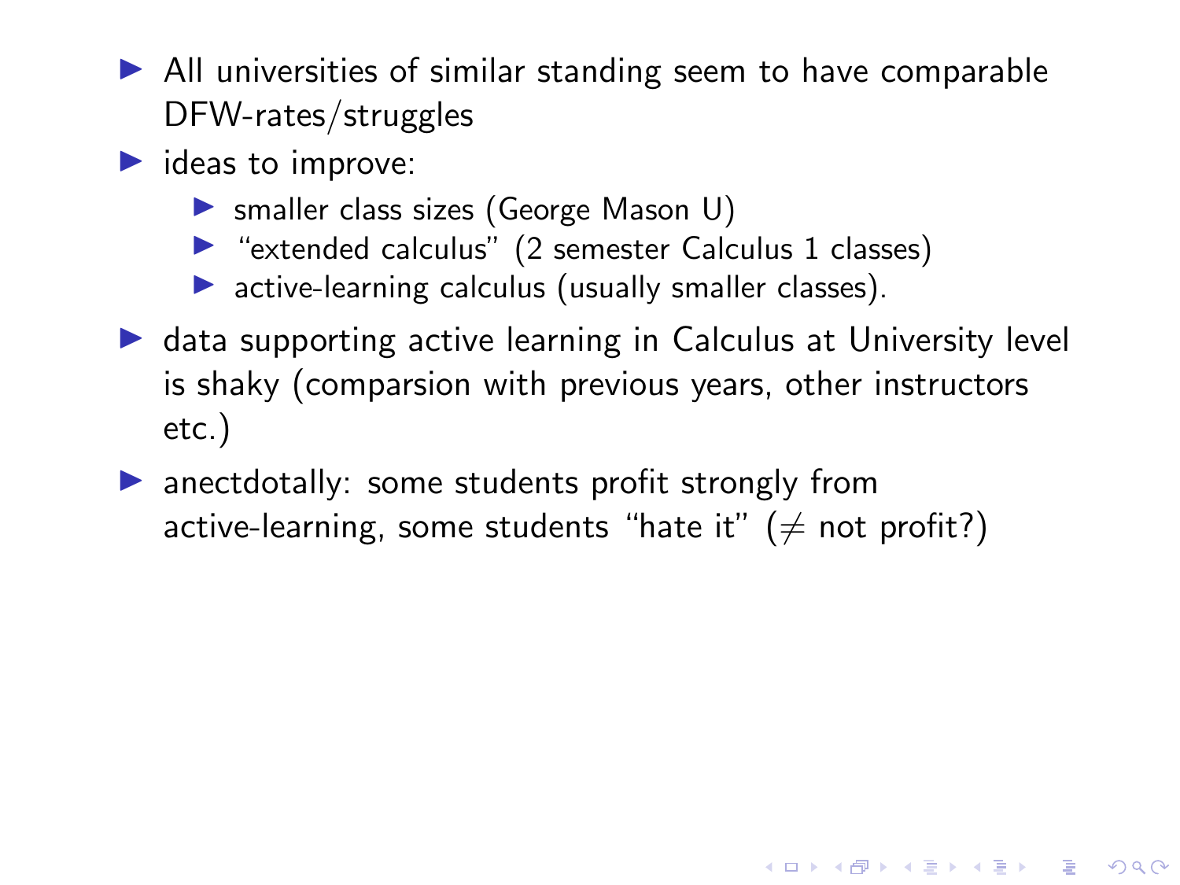- All universities of similar standing seem to have comparable DFW-rates/struggles
- ideas to improve:
  - smaller class sizes (George Mason U)
  - "extended calculus" (2 semester Calculus 1 classes)
  - active-learning calculus (usually smaller classes).
- data supporting active learning in Calculus at University level is shaky (comparsion with previous years, other instructors etc.)
- anectdotally: some students profit strongly from active-learning, some students "hate it" ($\neq$ not profit?)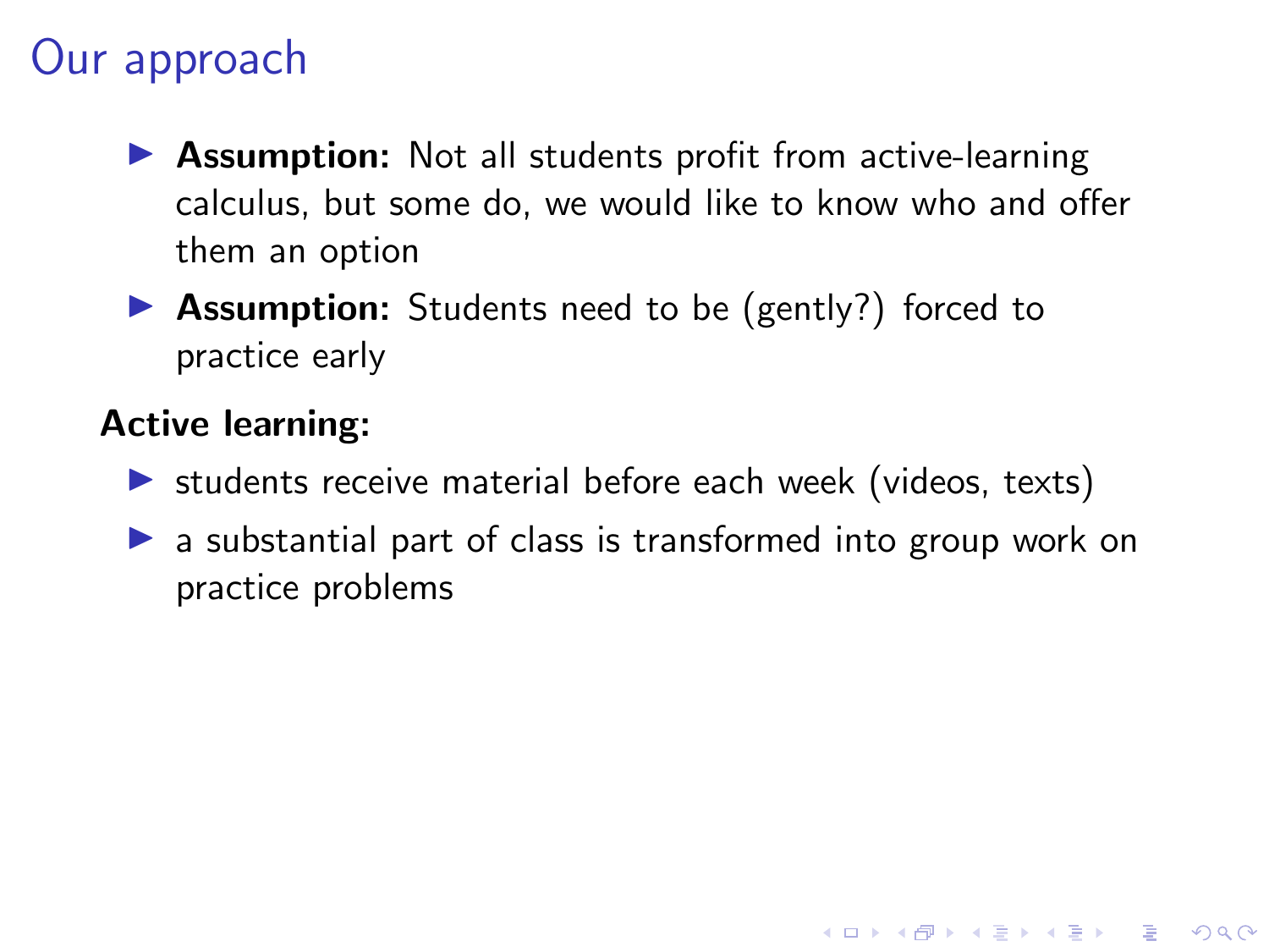# Our approach

- **Assumption:** Not all students profit from active-learning calculus, but some do, we would like to know who and offer them an option
- **Assumption:** Students need to be (gently?) forced to practice early

**Active learning:**

- students receive material before each week (videos, texts)
- a substantial part of class is transformed into group work on practice problems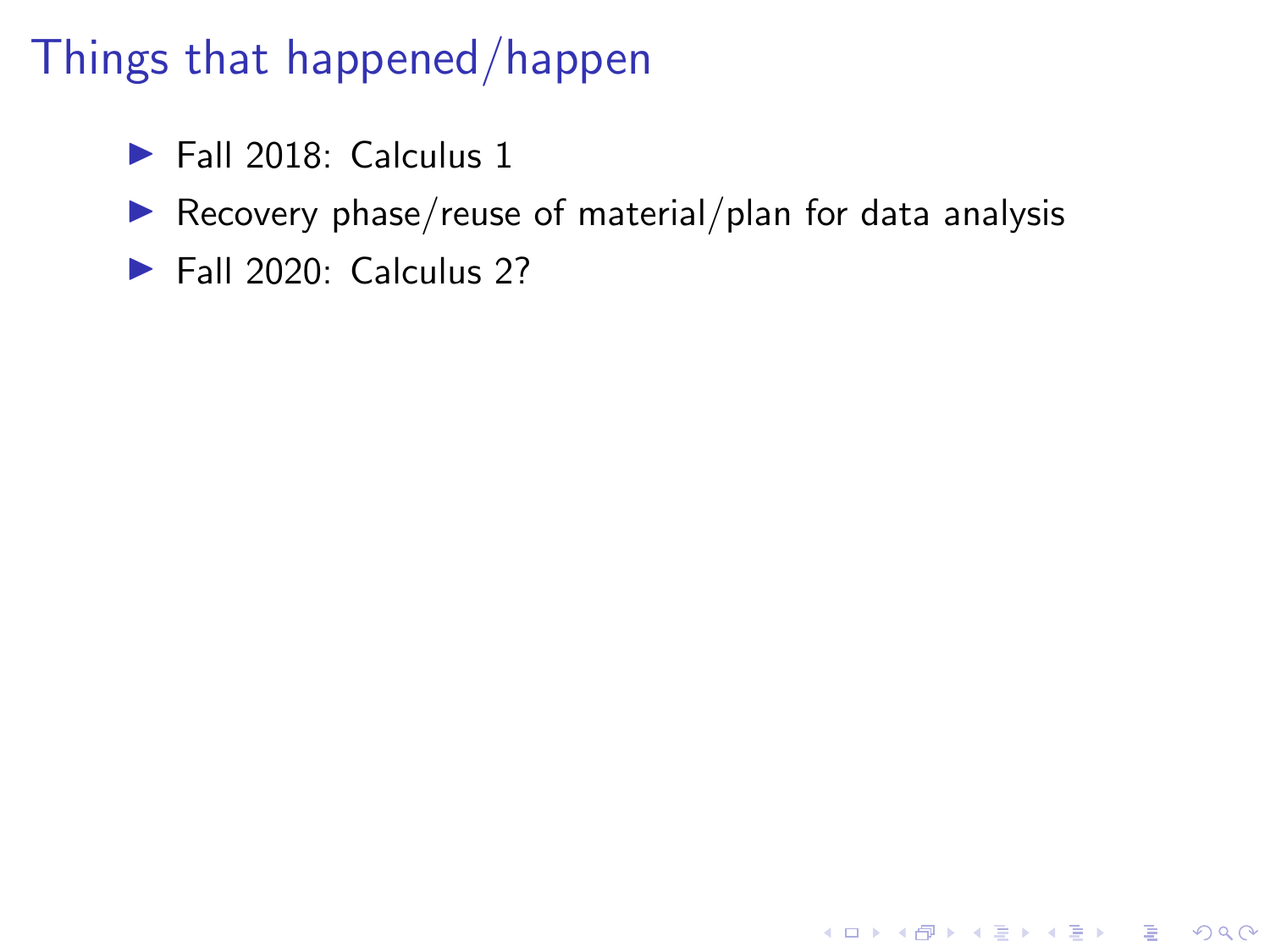# Things that happened/happen

- Fall 2018: Calculus 1
- Recovery phase/reuse of material/plan for data analysis
- Fall 2020: Calculus 2?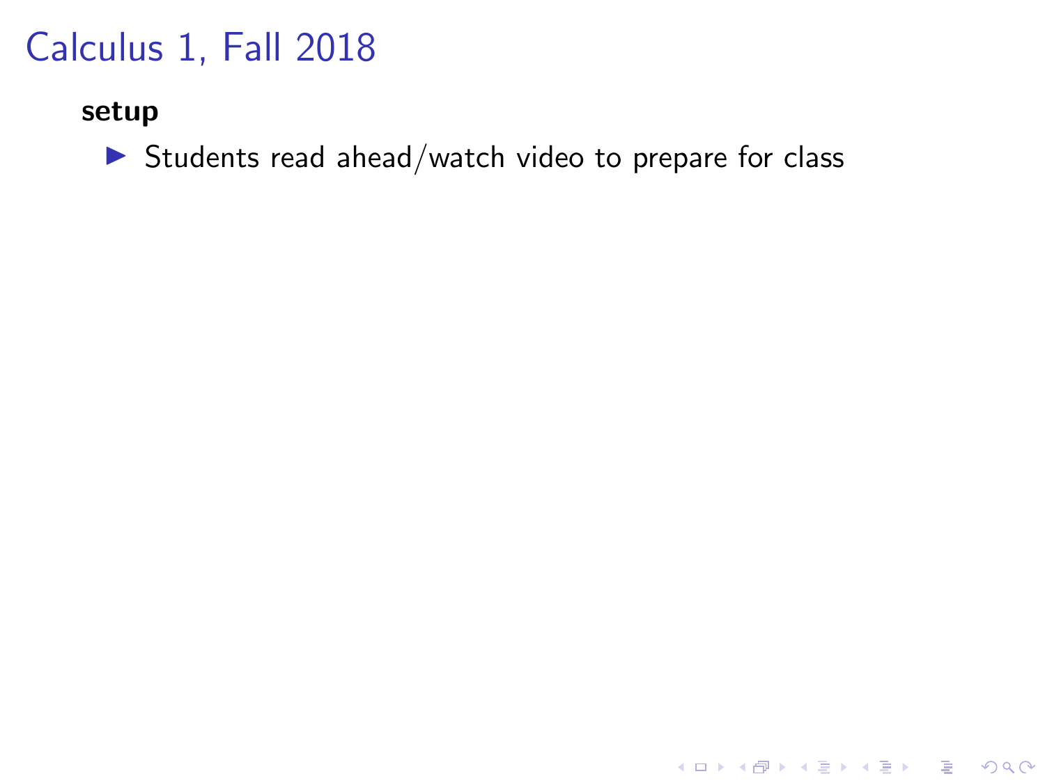# Calculus 1, Fall 2018

**setup**

- Students read ahead/watch video to prepare for class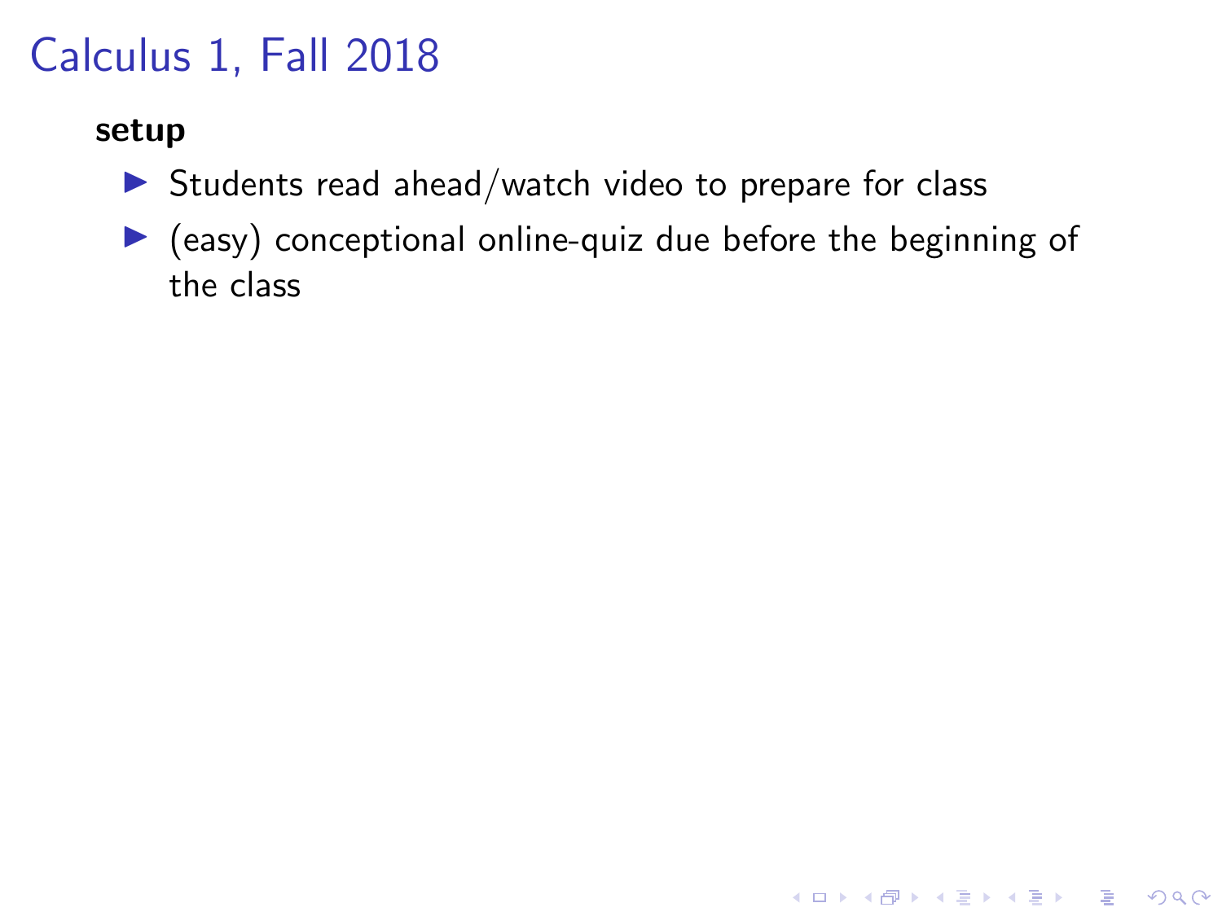# Calculus 1, Fall 2018

**setup**

- Students read ahead/watch video to prepare for class
- (easy) conceptional online-quiz due before the beginning of the class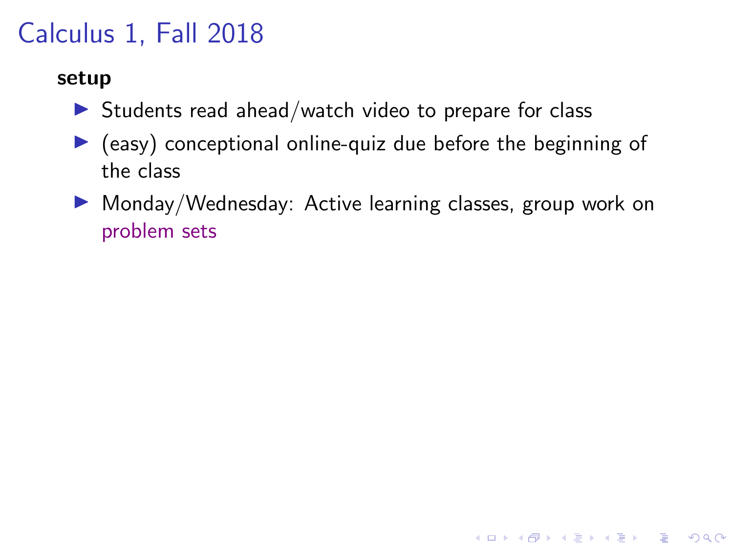# Calculus 1, Fall 2018

**setup**

- Students read ahead/watch video to prepare for class
- (easy) conceptional online-quiz due before the beginning of the class
- Monday/Wednesday: Active learning classes, group work on problem sets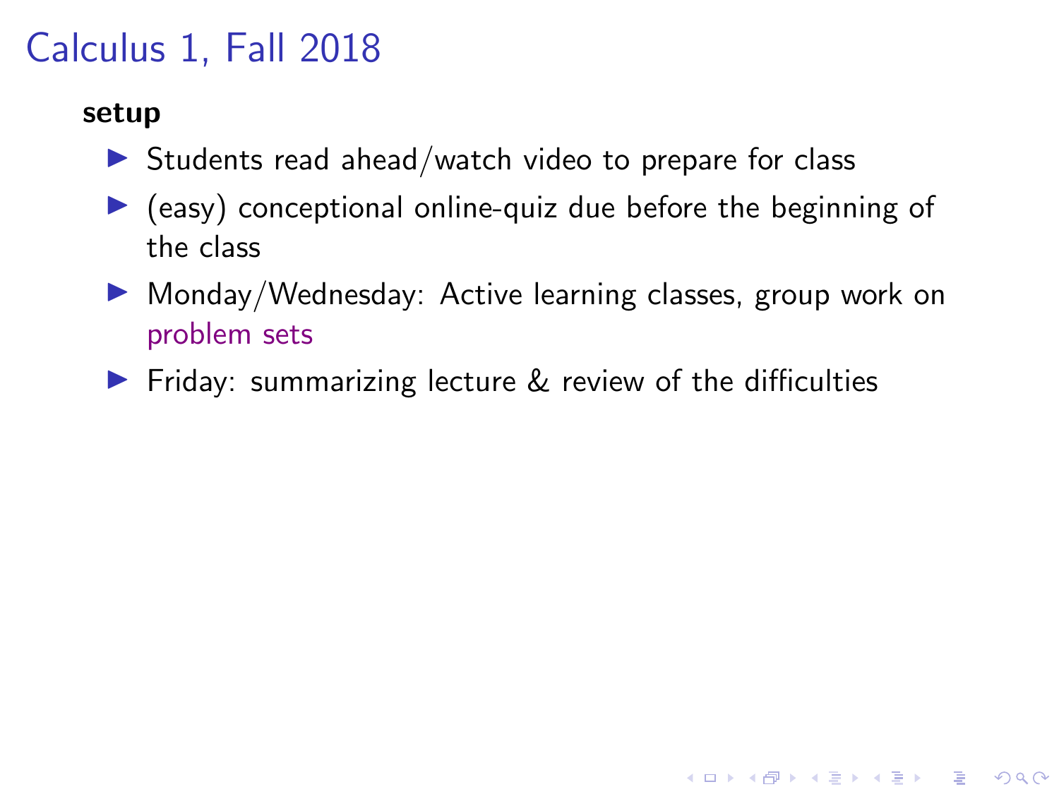# Calculus 1, Fall 2018

**setup**

- Students read ahead/watch video to prepare for class
- (easy) conceptional online-quiz due before the beginning of the class
- Monday/Wednesday: Active learning classes, group work on problem sets
- Friday: summarizing lecture & review of the difficulties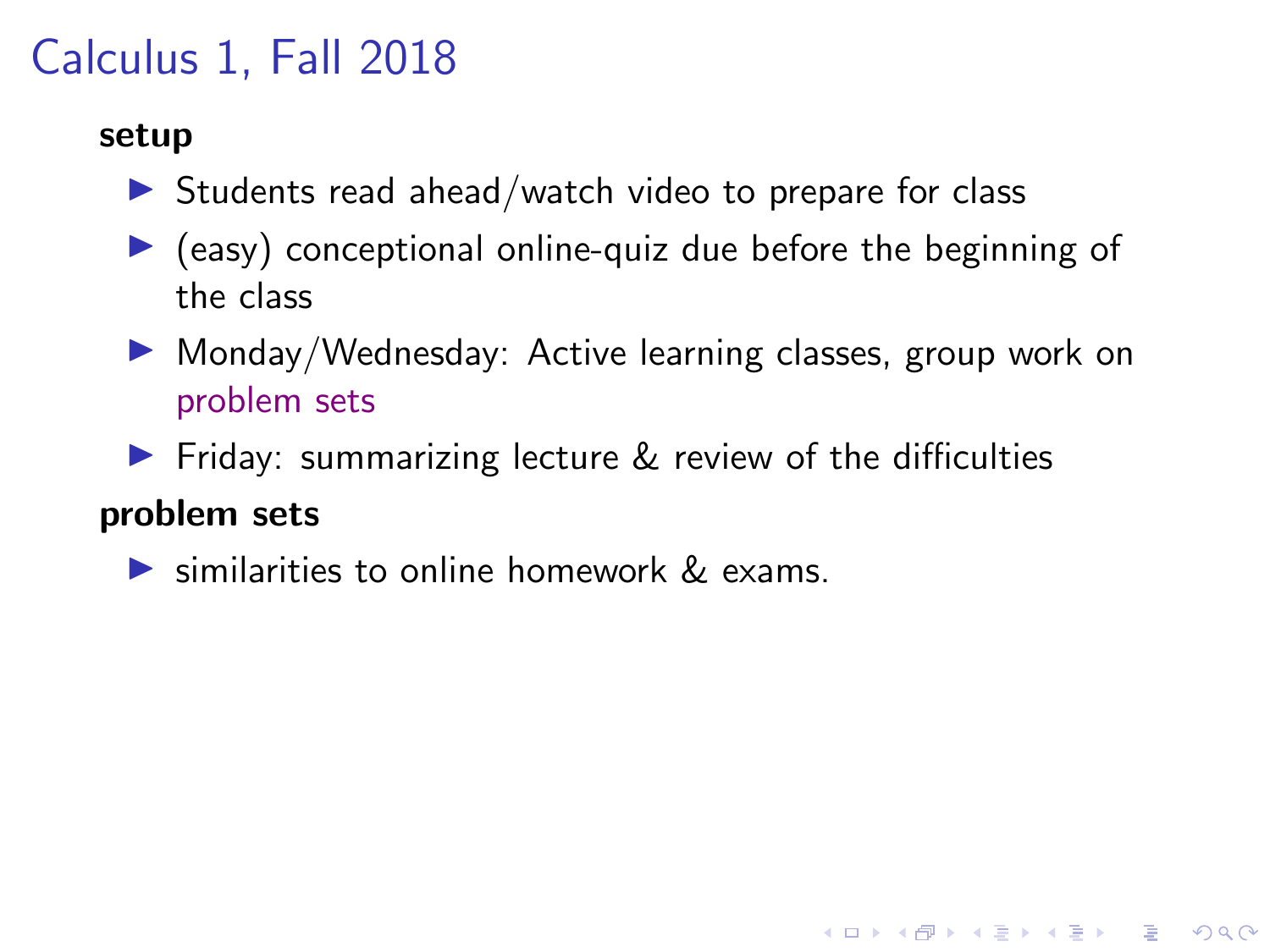# Calculus 1, Fall 2018

**setup**

- Students read ahead/watch video to prepare for class
- (easy) conceptional online-quiz due before the beginning of the class
- Monday/Wednesday: Active learning classes, group work on problem sets
- Friday: summarizing lecture & review of the difficulties

**problem sets**

- similarities to online homework & exams.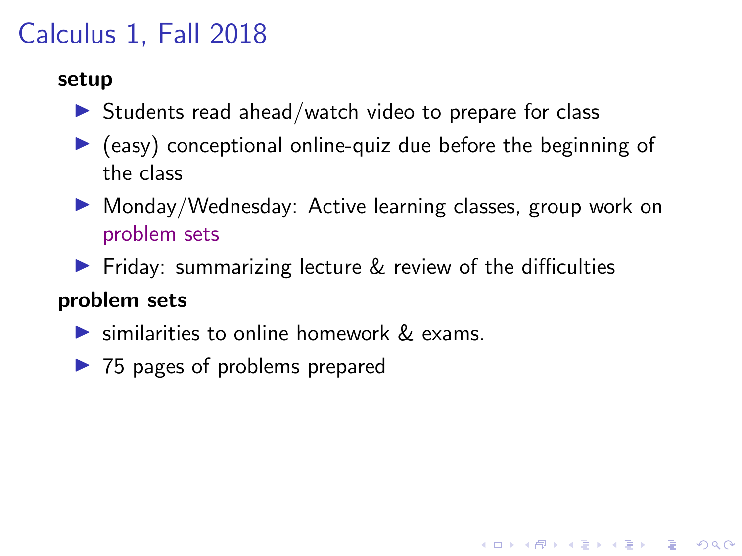# Calculus 1, Fall 2018

**setup**

- Students read ahead/watch video to prepare for class
- (easy) conceptional online-quiz due before the beginning of the class
- Monday/Wednesday: Active learning classes, group work on problem sets
- Friday: summarizing lecture & review of the difficulties

**problem sets**

- similarities to online homework & exams.
- 75 pages of problems prepared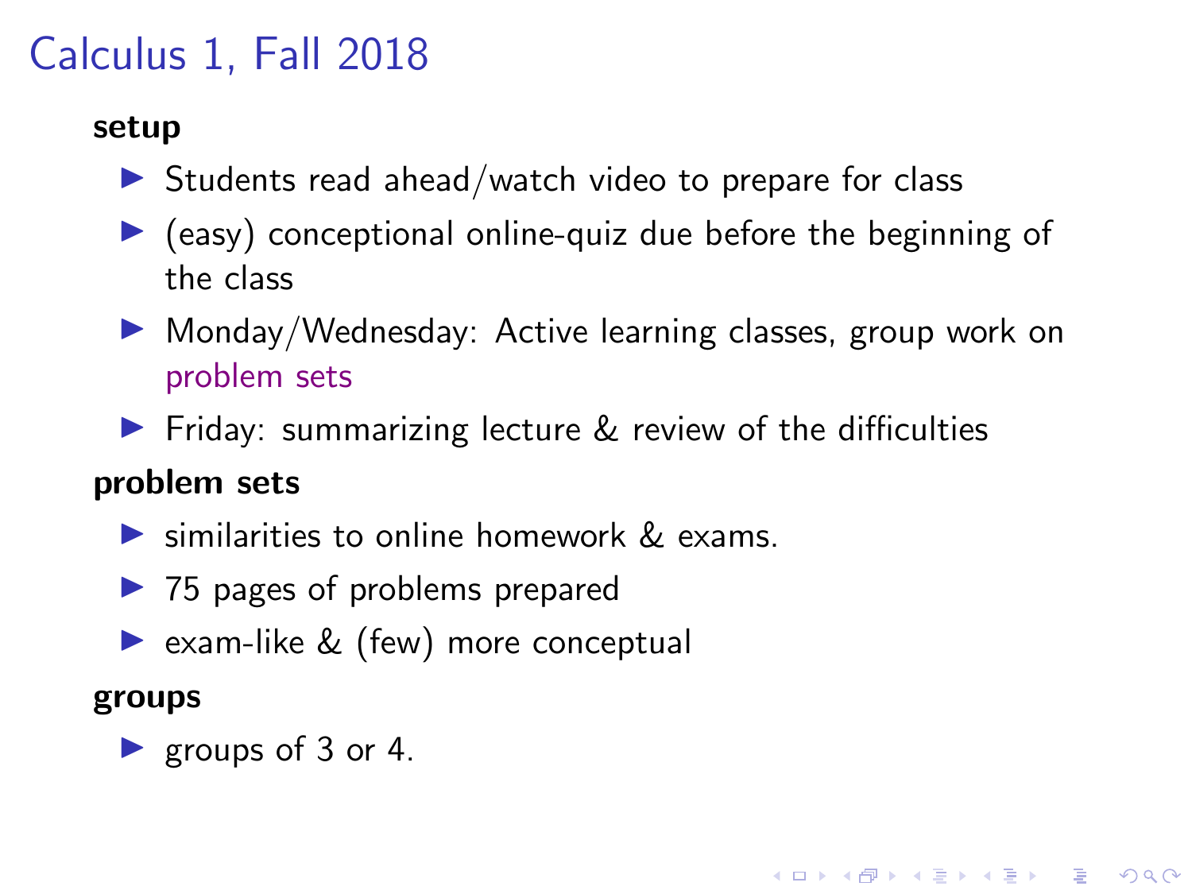# Calculus 1, Fall 2018

**setup**

- Students read ahead/watch video to prepare for class
- (easy) conceptional online-quiz due before the beginning of the class
- Monday/Wednesday: Active learning classes, group work on problem sets
- Friday: summarizing lecture & review of the difficulties

**problem sets**

- similarities to online homework & exams.
- 75 pages of problems prepared
- exam-like & (few) more conceptual

**groups**

- groups of 3 or 4.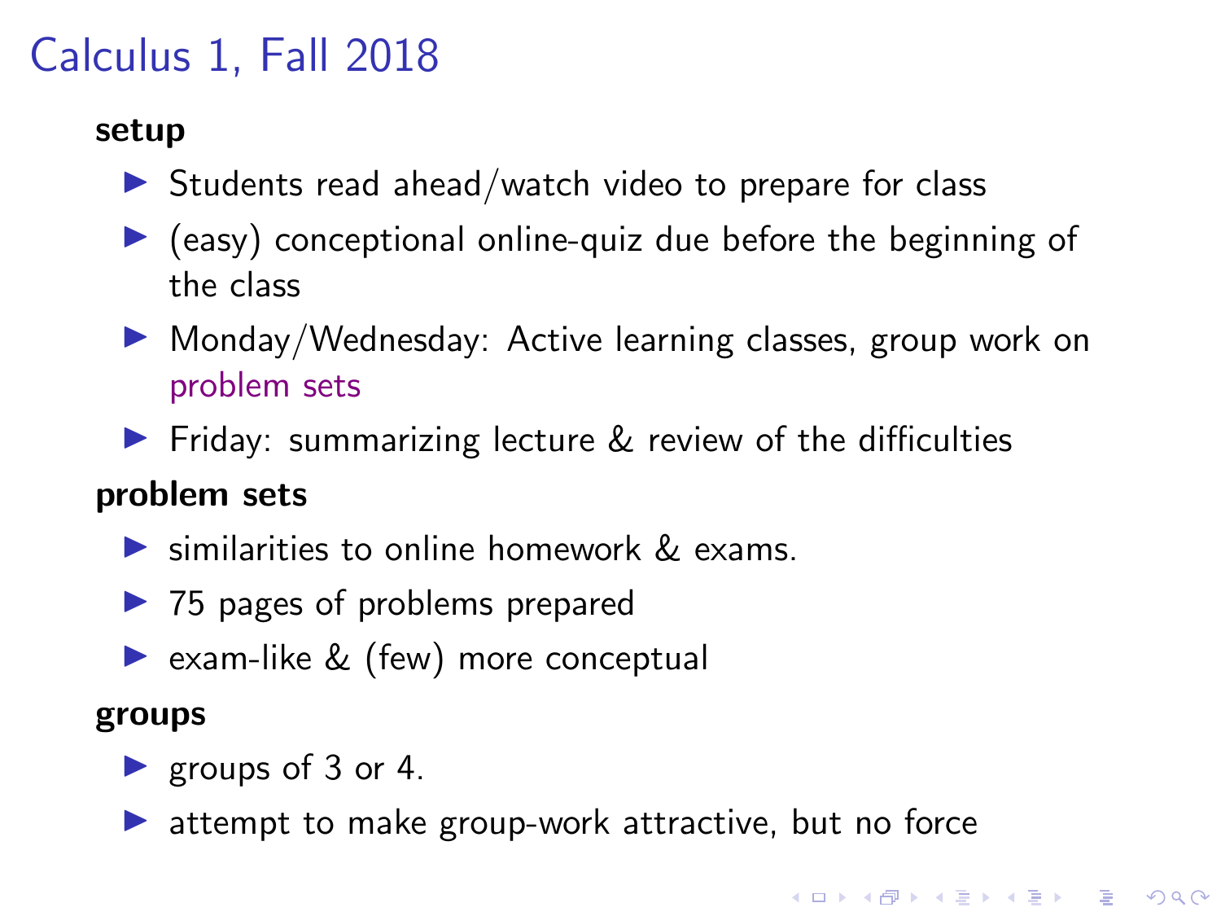# Calculus 1, Fall 2018

**setup**

- Students read ahead/watch video to prepare for class
- (easy) conceptional online-quiz due before the beginning of the class
- Monday/Wednesday: Active learning classes, group work on problem sets
- Friday: summarizing lecture & review of the difficulties

**problem sets**

- similarities to online homework & exams.
- 75 pages of problems prepared
- exam-like & (few) more conceptual

**groups**

- groups of 3 or 4.
- attempt to make group-work attractive, but no force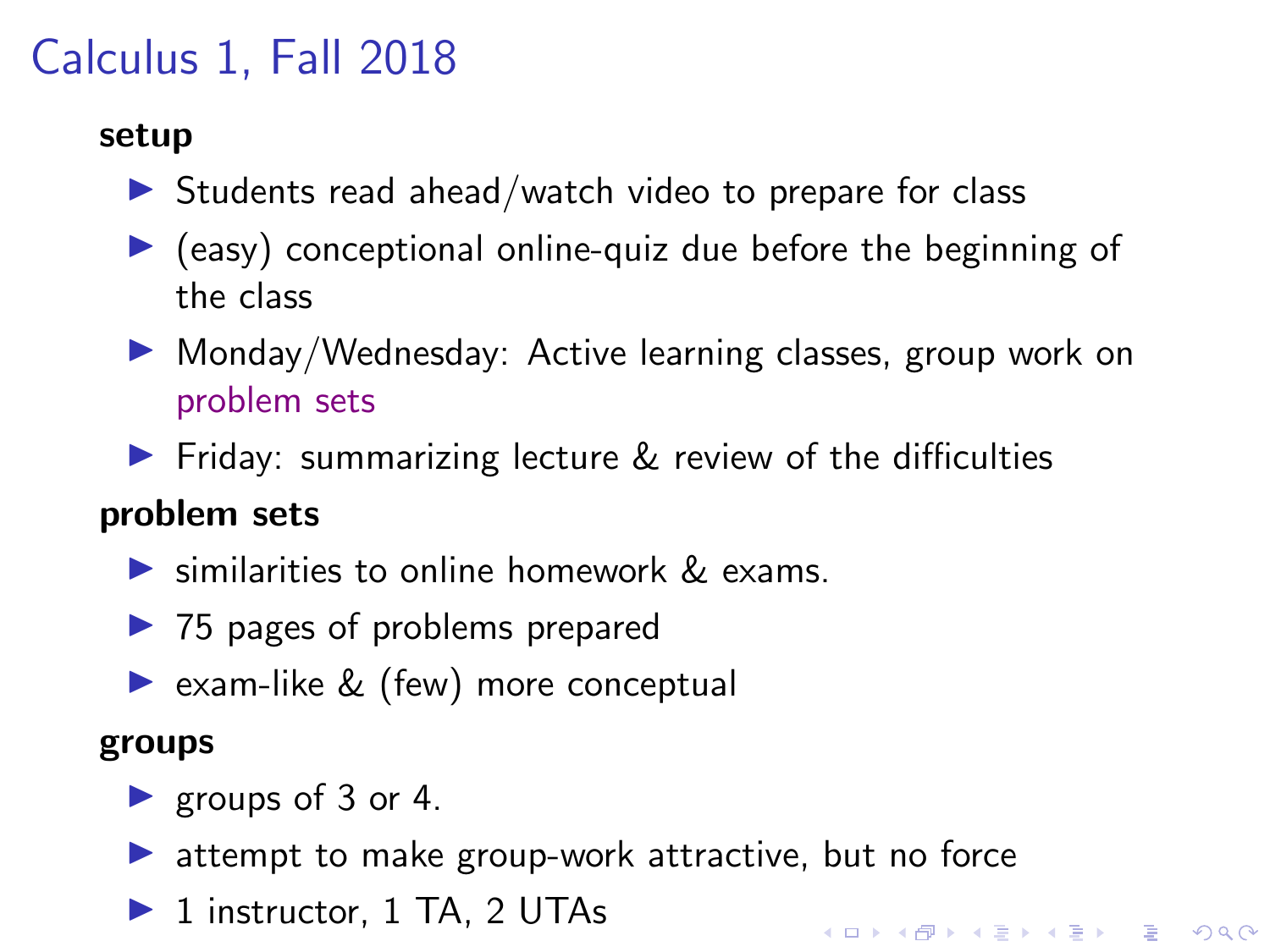# Calculus 1, Fall 2018

**setup**

- Students read ahead/watch video to prepare for class
- (easy) conceptional online-quiz due before the beginning of the class
- Monday/Wednesday: Active learning classes, group work on problem sets
- Friday: summarizing lecture & review of the difficulties

**problem sets**

- similarities to online homework & exams.
- 75 pages of problems prepared
- exam-like & (few) more conceptual

**groups**

- groups of 3 or 4.
- attempt to make group-work attractive, but no force
- 1 instructor, 1 TA, 2 UTAs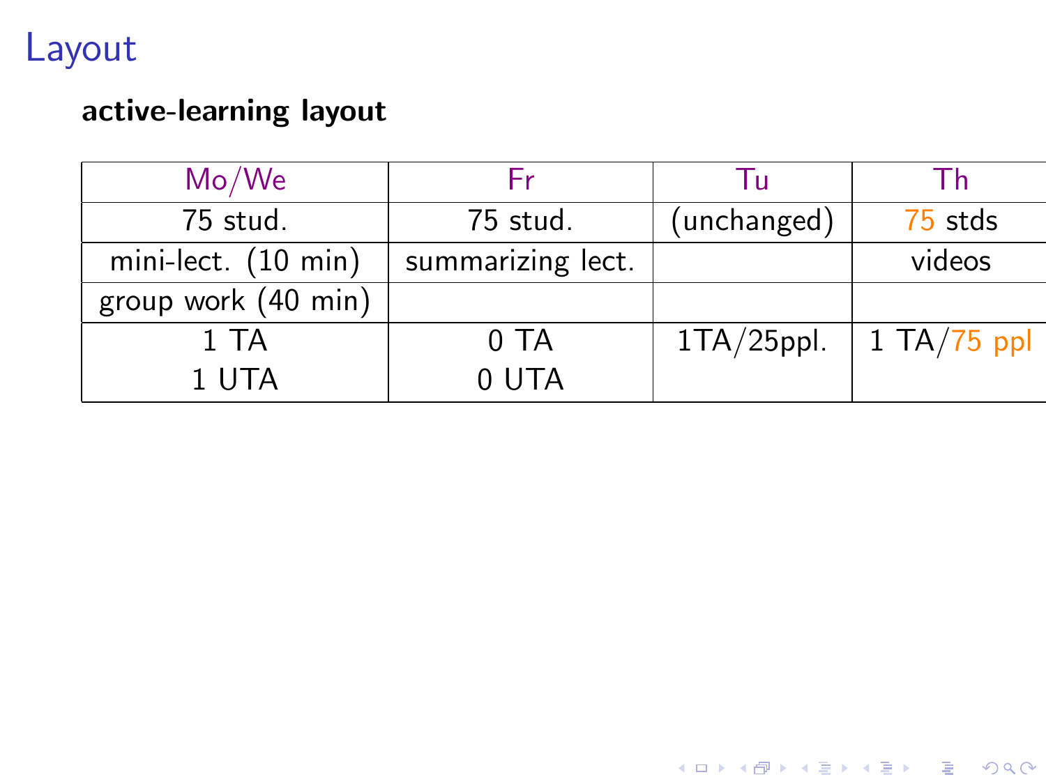# Layout

**active-learning layout**

| Mo/We | Fr | Tu | Th |
|---|---|---|---|
| 75 stud. | 75 stud. | (unchanged) | 75 stds |
| mini-lect. (10 min) | summarizing lect. | | videos |
| group work (40 min) | | | |
| 1 TA<br>1 UTA | 0 TA<br>0 UTA | 1TA/25ppl. | 1 TA/75 ppl |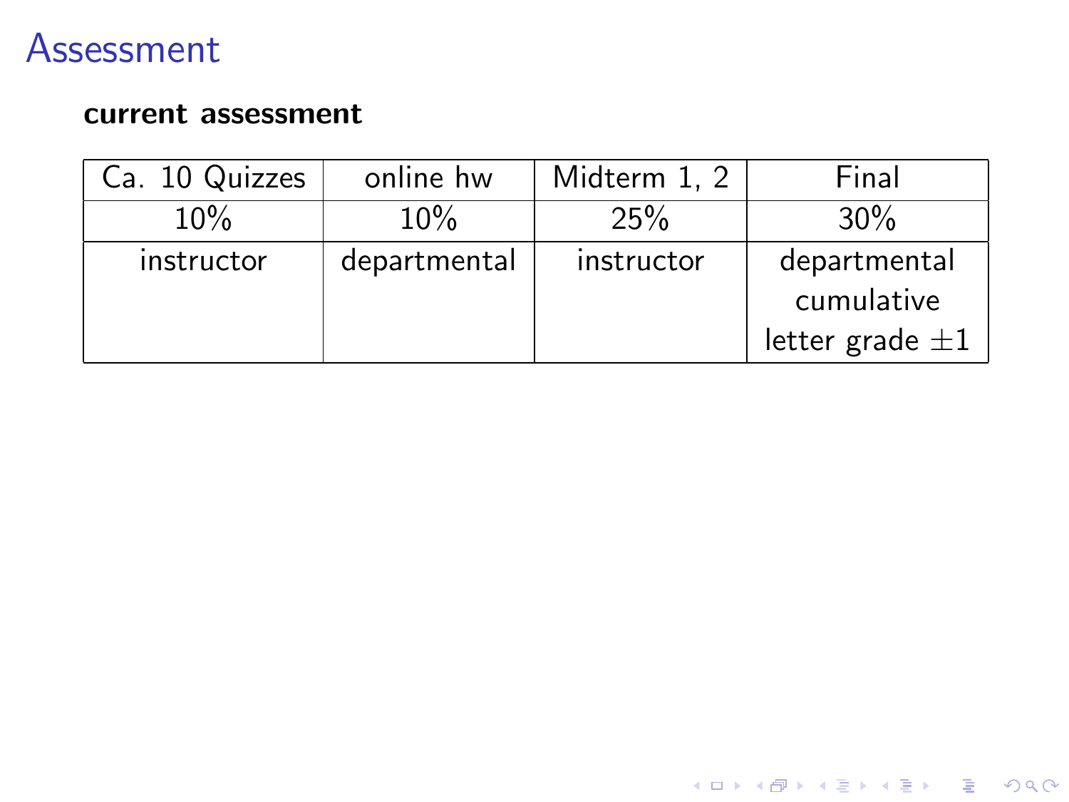# Assessment

**current assessment**

| Ca. 10 Quizzes | online hw | Midterm 1, 2 | Final |
|---|---|---|---|
| 10% | 10% | 25% | 30% |
| instructor | departmental | instructor | departmental cumulative letter grade $\pm 1$ |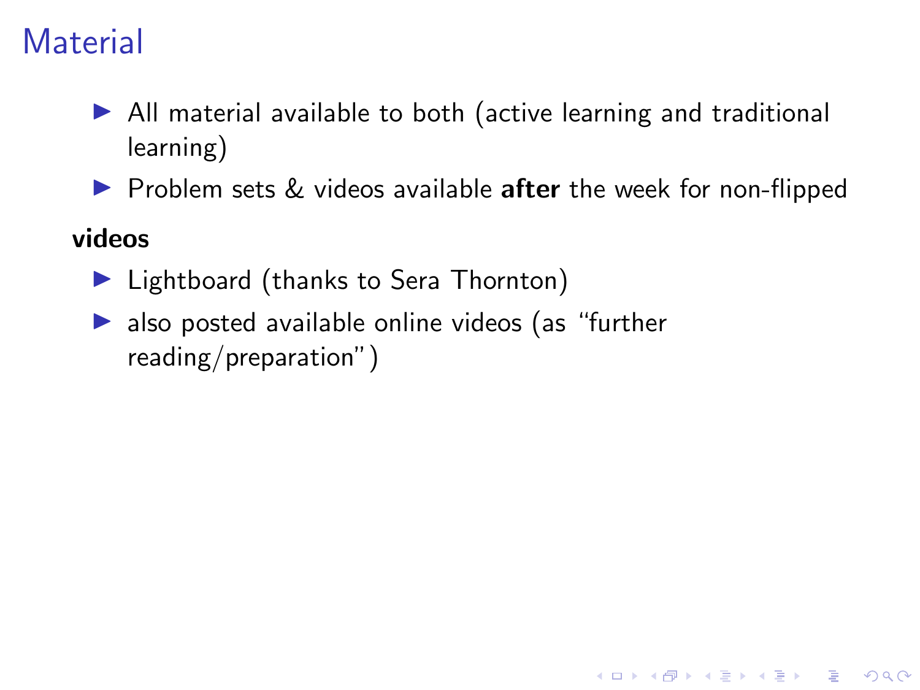# Material

- All material available to both (active learning and traditional learning)
- Problem sets & videos available **after** the week for non-flipped

**videos**

- Lightboard (thanks to Sera Thornton)
- also posted available online videos (as "further reading/preparation")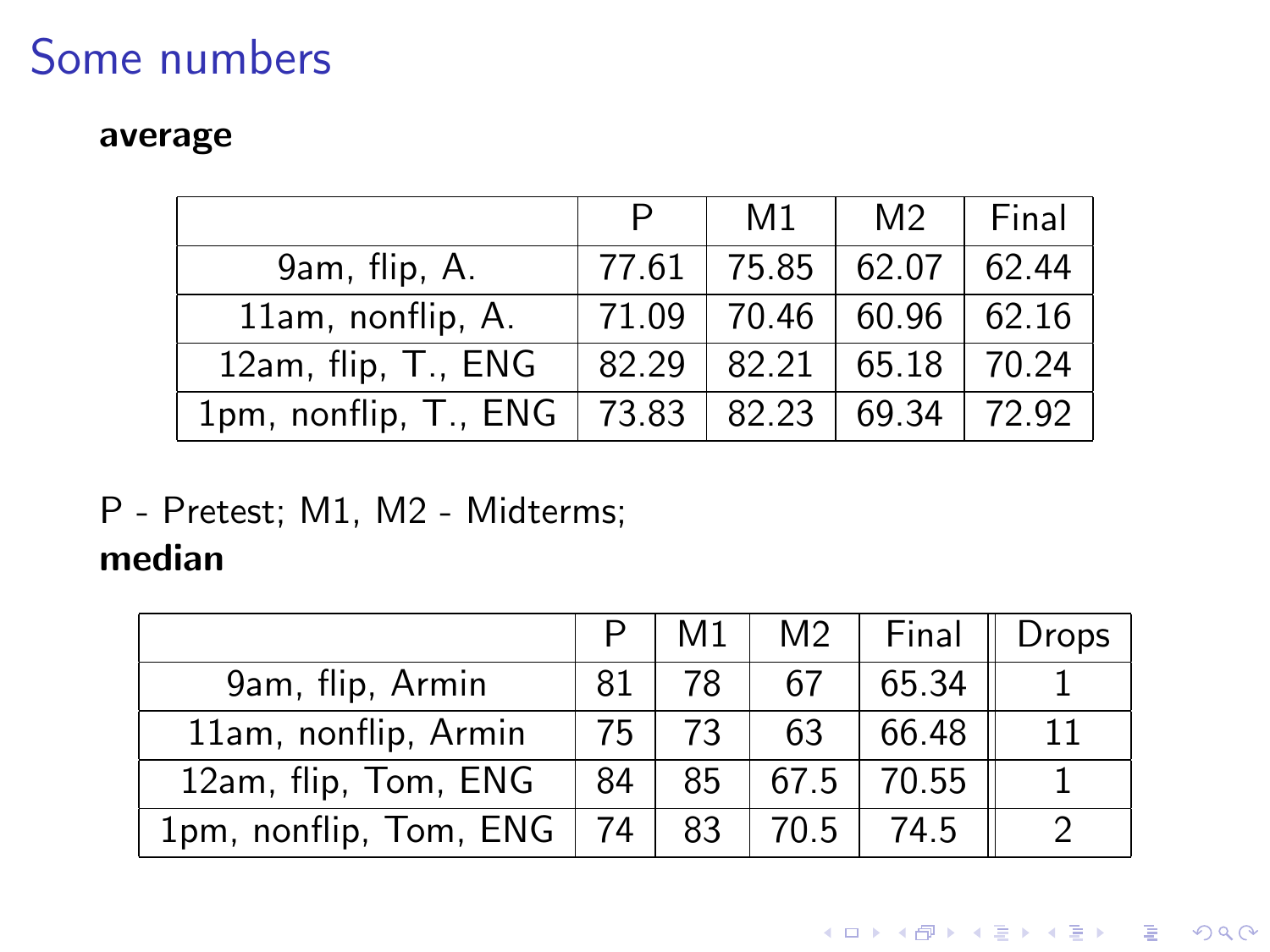# Some numbers

**average**

| | P | M1 | M2 | Final |
|---|---|---|---|---|
| 9am, flip, A. | 77.61 | 75.85 | 62.07 | 62.44 |
| 11am, nonflip, A. | 71.09 | 70.46 | 60.96 | 62.16 |
| 12am, flip, T., ENG | 82.29 | 82.21 | 65.18 | 70.24 |
| 1pm, nonflip, T., ENG | 73.83 | 82.23 | 69.34 | 72.92 |

P - Pretest; M1, M2 - Midterms;

**median**

| | P | M1 | M2 | Final | Drops |
|---|---|---|---|---|---|
| 9am, flip, Armin | 81 | 78 | 67 | 65.34 | 1 |
| 11am, nonflip, Armin | 75 | 73 | 63 | 66.48 | 11 |
| 12am, flip, Tom, ENG | 84 | 85 | 67.5 | 70.55 | 1 |
| 1pm, nonflip, Tom, ENG | 74 | 83 | 70.5 | 74.5 | 2 |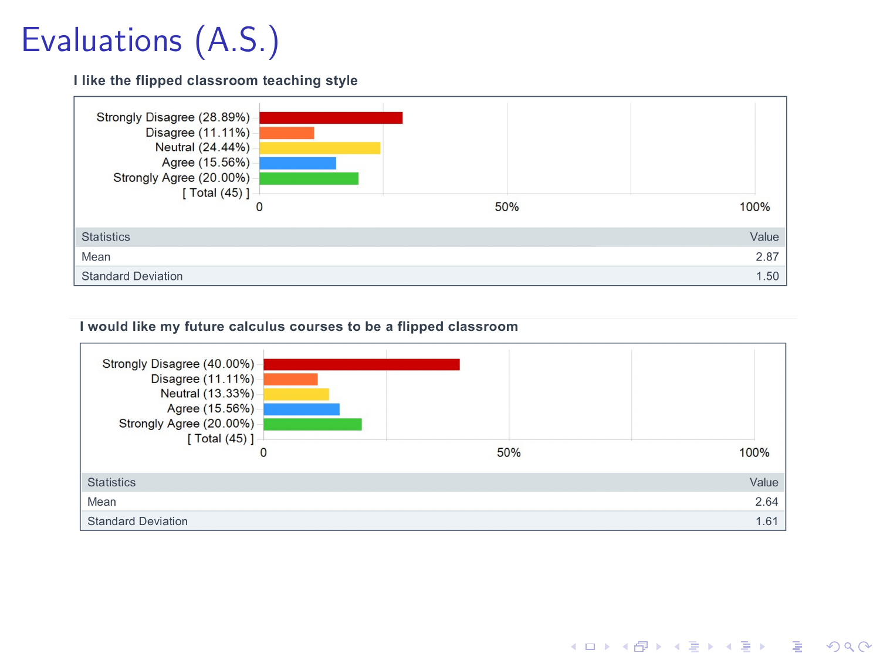# Evaluations (A.S.)

**I like the flipped classroom teaching style**

Strongly Disagree (28.89%)
Disagree (11.11%)
Neutral (24.44%)
Agree (15.56%)
Strongly Agree (20.00%)
[ Total (45) ]

0 50% 100%

| Statistics | Value |
|---|---|
| Mean | 2.87 |
| Standard Deviation | 1.50 |

**I would like my future calculus courses to be a flipped classroom**

Strongly Disagree (40.00%)
Disagree (11.11%)
Neutral (13.33%)
Agree (15.56%)
Strongly Agree (20.00%)
[ Total (45) ]

0 50% 100%

| Statistics | Value |
|---|---|
| Mean | 2.64 |
| Standard Deviation | 1.61 |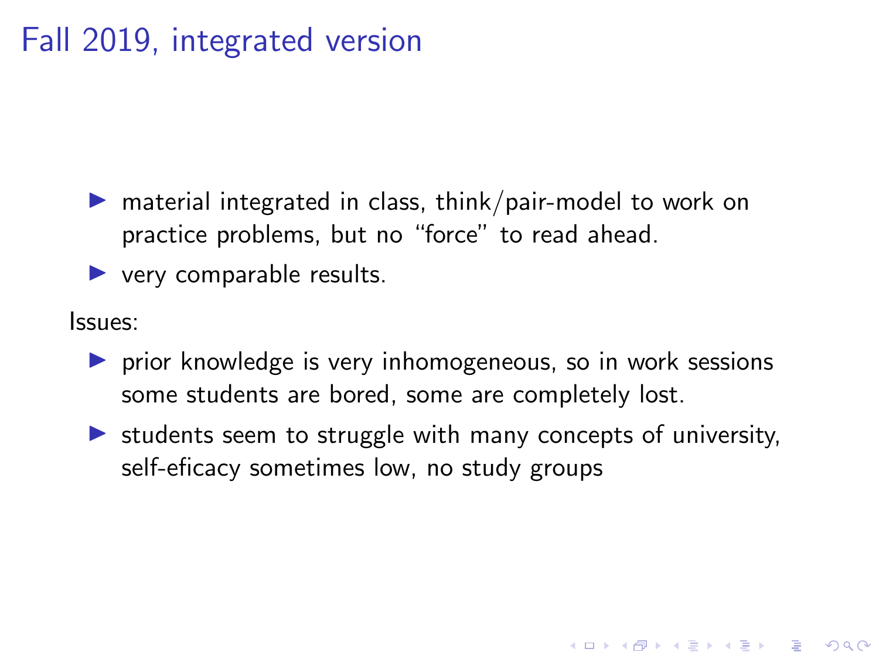# Fall 2019, integrated version

- material integrated in class, think/pair-model to work on practice problems, but no “force” to read ahead.
- very comparable results.

Issues:

- prior knowledge is very inhomogeneous, so in work sessions some students are bored, some are completely lost.
- students seem to struggle with many concepts of university, self-eficacy sometimes low, no study groups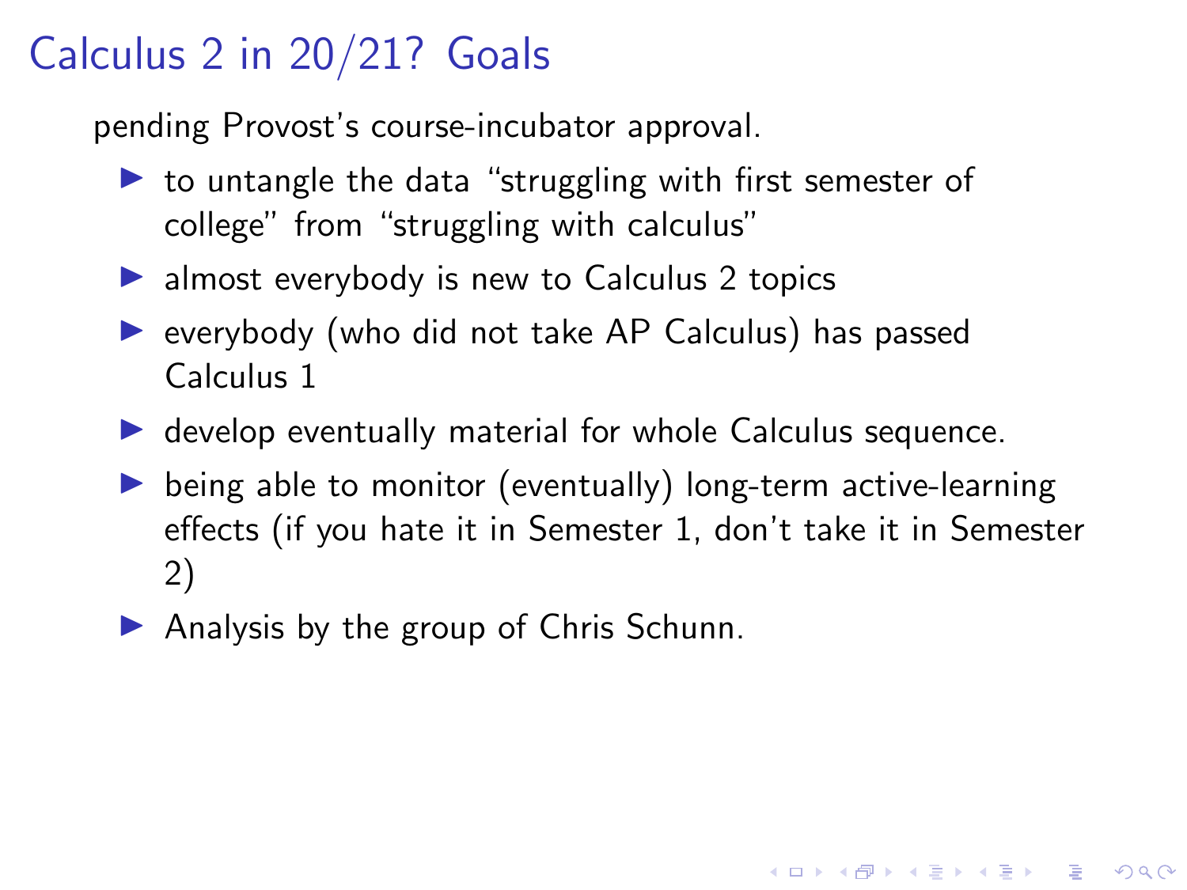# Calculus 2 in 20/21? Goals

pending Provost's course-incubator approval.

- to untangle the data "struggling with first semester of college" from "struggling with calculus"
- almost everybody is new to Calculus 2 topics
- everybody (who did not take AP Calculus) has passed Calculus 1
- develop eventually material for whole Calculus sequence.
- being able to monitor (eventually) long-term active-learning effects (if you hate it in Semester 1, don't take it in Semester 2)
- Analysis by the group of Chris Schunn.